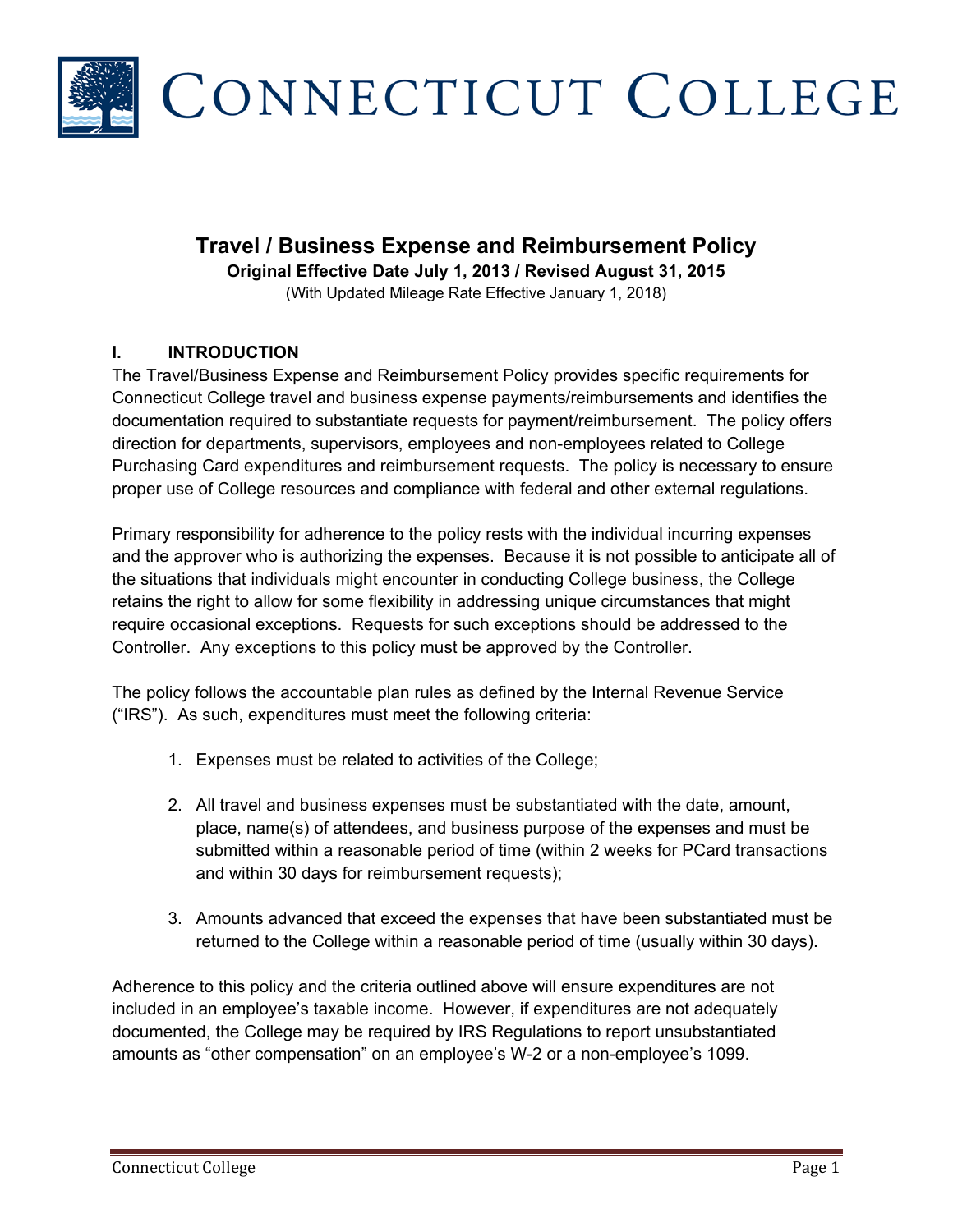# CONNECTICUT COLLEGE

## Travel / Business Expense and Reimbursement Policy

**Original Effective Date July 1, 2013 / Revised August 31, 2015**

(With Updated Mileage Rate Effective January 1, 2018)

### I. INTRODUCTION

The Travel/Business Expense and Reimbursement Policy provides specific requirements for Connecticut College travel and business expense payments/reimbursements and identifies the documentation required to substantiate requests for payment/reimbursement. The policy offers direction for departments, supervisors, employees and non-employees related to College Purchasing Card expenditures and reimbursement requests. The policy is necessary to ensure proper use of College resources and compliance with federal and other external regulations.

Primary responsibility for adherence to the policy rests with the individual incurring expenses and the approver who is authorizing the expenses. Because it is not possible to anticipate all of the situations that individuals might encounter in conducting College business, the College retains the right to allow for some flexibility in addressing unique circumstances that might require occasional exceptions. Requests for such exceptions should be addressed to the Controller. Any exceptions to this policy must be approved by the Controller.

The policy follows the accountable plan rules as defined by the Internal Revenue Service ("IRS"). As such, expenditures must meet the following criteria:

1. Expenses must be related to activities of the College;

2. All travel and business expenses must be substantiated with the date, amount, place, name(s) of attendees, and business purpose of the expenses and must be submitted within a reasonable period of time (within 2 weeks for PCard transactions and within 30 days for reimbursement requests);

3. Amounts advanced that exceed the expenses that have been substantiated must be returned to the College within a reasonable period of time (usually within 30 days).

Adherence to this policy and the criteria outlined above will ensure expenditures are not included in an employee's taxable income. However, if expenditures are not adequately documented, the College may be required by IRS Regulations to report unsubstantiated amounts as "other compensation" on an employee's W-2 or a non-employee's 1099.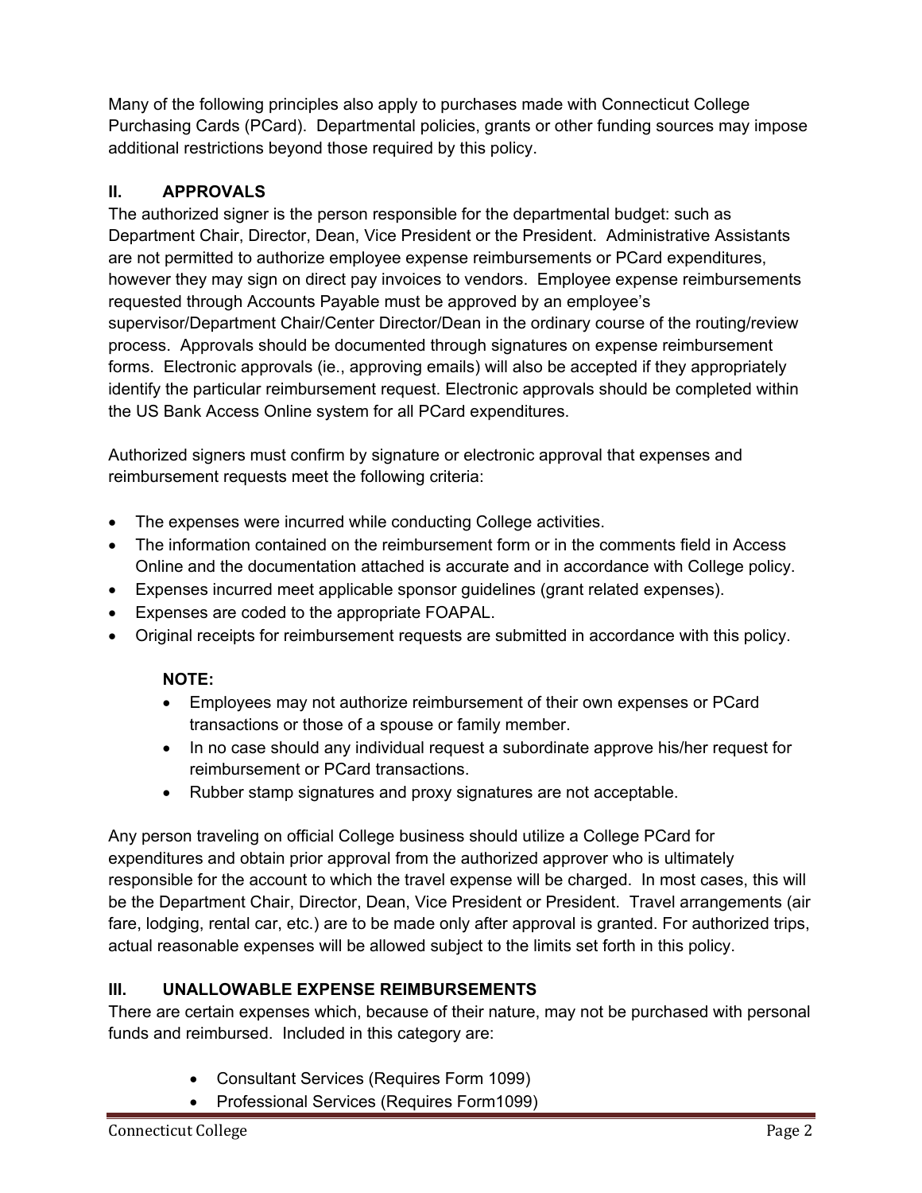Many of the following principles also apply to purchases made with Connecticut College Purchasing Cards (PCard). Departmental policies, grants or other funding sources may impose additional restrictions beyond those required by this policy.

## II. APPROVALS

The authorized signer is the person responsible for the departmental budget: such as Department Chair, Director, Dean, Vice President or the President. Administrative Assistants are not permitted to authorize employee expense reimbursements or PCard expenditures, however they may sign on direct pay invoices to vendors. Employee expense reimbursements requested through Accounts Payable must be approved by an employee's supervisor/Department Chair/Center Director/Dean in the ordinary course of the routing/review process. Approvals should be documented through signatures on expense reimbursement forms. Electronic approvals (ie., approving emails) will also be accepted if they appropriately identify the particular reimbursement request. Electronic approvals should be completed within the US Bank Access Online system for all PCard expenditures.

Authorized signers must confirm by signature or electronic approval that expenses and reimbursement requests meet the following criteria:

- The expenses were incurred while conducting College activities.
- The information contained on the reimbursement form or in the comments field in Access Online and the documentation attached is accurate and in accordance with College policy.
- Expenses incurred meet applicable sponsor guidelines (grant related expenses).
- Expenses are coded to the appropriate FOAPAL.
- Original receipts for reimbursement requests are submitted in accordance with this policy.

> **NOTE:**
> - Employees may not authorize reimbursement of their own expenses or PCard transactions or those of a spouse or family member.
> - In no case should any individual request a subordinate approve his/her request for reimbursement or PCard transactions.
> - Rubber stamp signatures and proxy signatures are not acceptable.

Any person traveling on official College business should utilize a College PCard for expenditures and obtain prior approval from the authorized approver who is ultimately responsible for the account to which the travel expense will be charged. In most cases, this will be the Department Chair, Director, Dean, Vice President or President. Travel arrangements (air fare, lodging, rental car, etc.) are to be made only after approval is granted. For authorized trips, actual reasonable expenses will be allowed subject to the limits set forth in this policy.

## III. UNALLOWABLE EXPENSE REIMBURSEMENTS

There are certain expenses which, because of their nature, may not be purchased with personal funds and reimbursed. Included in this category are:

- Consultant Services (Requires Form 1099)
- Professional Services (Requires Form1099)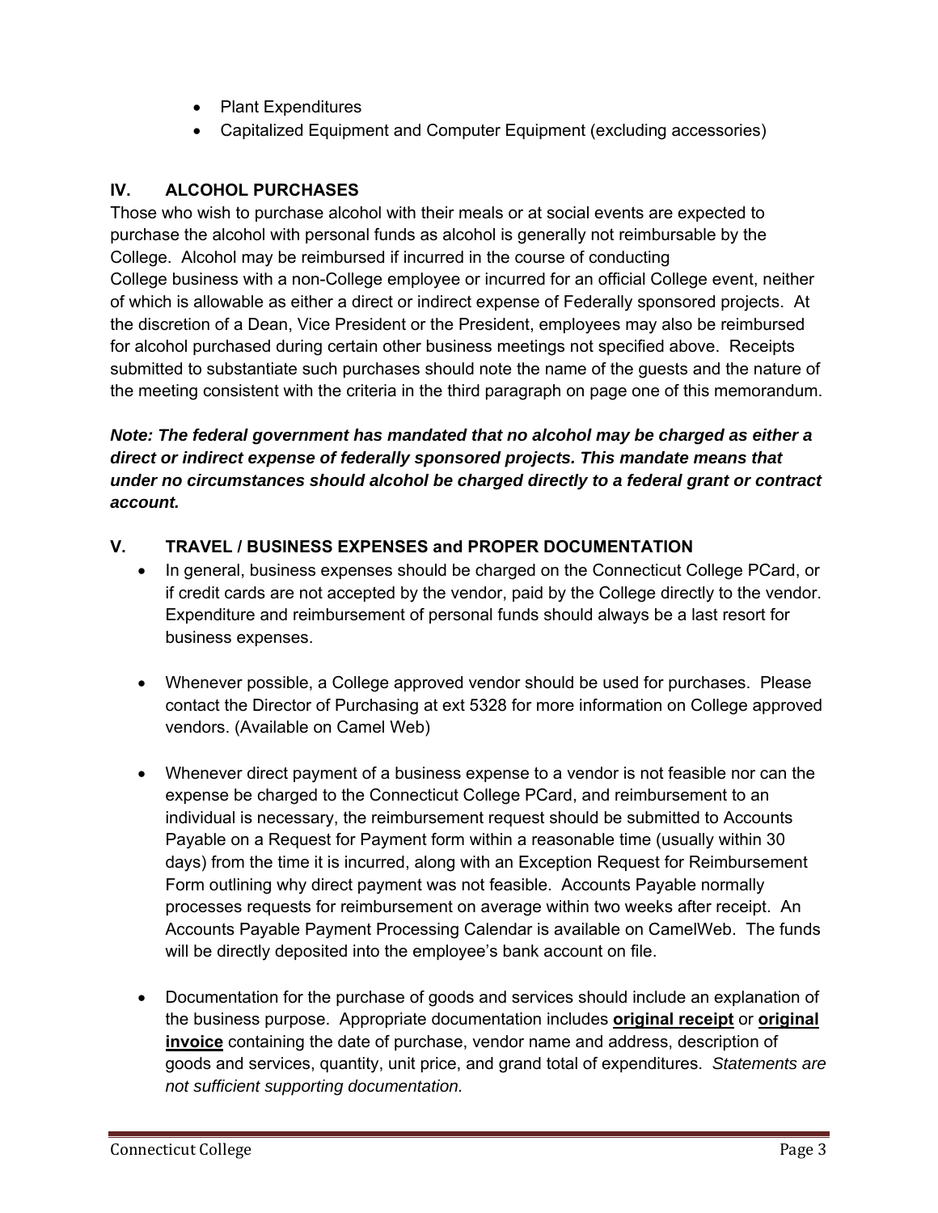- Plant Expenditures
- Capitalized Equipment and Computer Equipment (excluding accessories)

## IV. ALCOHOL PURCHASES

Those who wish to purchase alcohol with their meals or at social events are expected to purchase the alcohol with personal funds as alcohol is generally not reimbursable by the College. Alcohol may be reimbursed if incurred in the course of conducting College business with a non-College employee or incurred for an official College event, neither of which is allowable as either a direct or indirect expense of Federally sponsored projects. At the discretion of a Dean, Vice President or the President, employees may also be reimbursed for alcohol purchased during certain other business meetings not specified above. Receipts submitted to substantiate such purchases should note the name of the guests and the nature of the meeting consistent with the criteria in the third paragraph on page one of this memorandum.

***Note: The federal government has mandated that no alcohol may be charged as either a direct or indirect expense of federally sponsored projects. This mandate means that under no circumstances should alcohol be charged directly to a federal grant or contract account.***

## V. TRAVEL / BUSINESS EXPENSES and PROPER DOCUMENTATION

- In general, business expenses should be charged on the Connecticut College PCard, or if credit cards are not accepted by the vendor, paid by the College directly to the vendor. Expenditure and reimbursement of personal funds should always be a last resort for business expenses.

- Whenever possible, a College approved vendor should be used for purchases. Please contact the Director of Purchasing at ext 5328 for more information on College approved vendors. (Available on Camel Web)

- Whenever direct payment of a business expense to a vendor is not feasible nor can the expense be charged to the Connecticut College PCard, and reimbursement to an individual is necessary, the reimbursement request should be submitted to Accounts Payable on a Request for Payment form within a reasonable time (usually within 30 days) from the time it is incurred, along with an Exception Request for Reimbursement Form outlining why direct payment was not feasible. Accounts Payable normally processes requests for reimbursement on average within two weeks after receipt. An Accounts Payable Payment Processing Calendar is available on CamelWeb. The funds will be directly deposited into the employee's bank account on file.

- Documentation for the purchase of goods and services should include an explanation of the business purpose. Appropriate documentation includes **original receipt** or **original invoice** containing the date of purchase, vendor name and address, description of goods and services, quantity, unit price, and grand total of expenditures. *Statements are not sufficient supporting documentation.*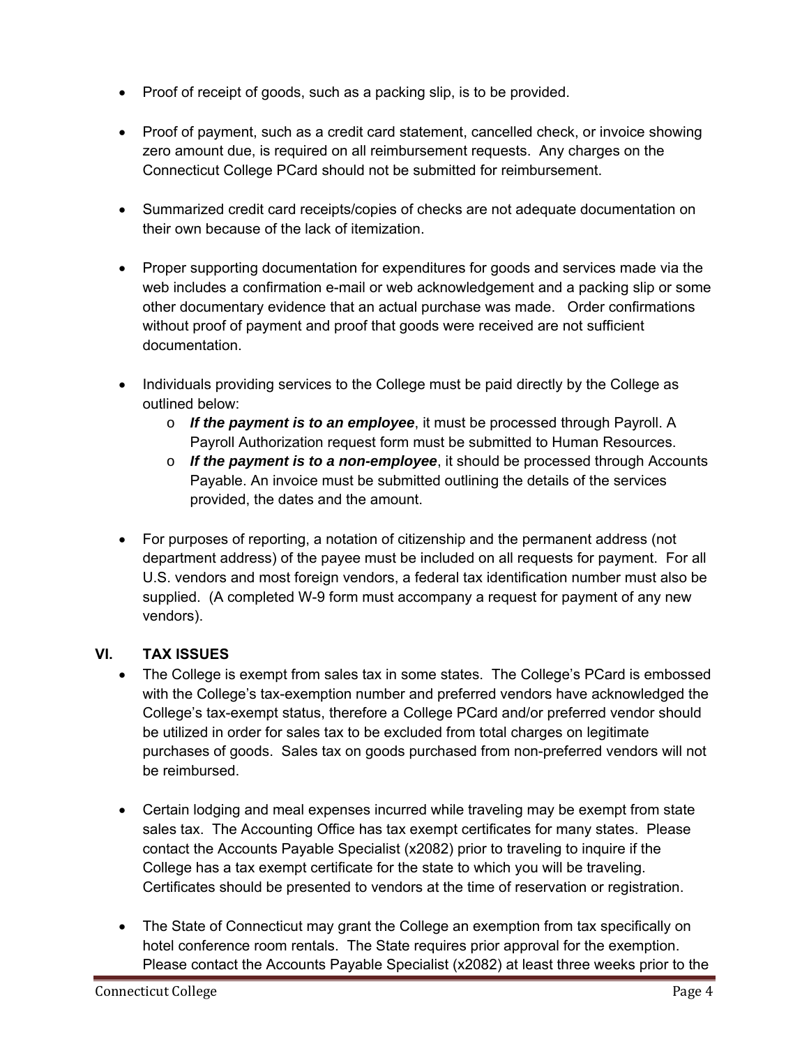- Proof of receipt of goods, such as a packing slip, is to be provided.

- Proof of payment, such as a credit card statement, cancelled check, or invoice showing zero amount due, is required on all reimbursement requests. Any charges on the Connecticut College PCard should not be submitted for reimbursement.

- Summarized credit card receipts/copies of checks are not adequate documentation on their own because of the lack of itemization.

- Proper supporting documentation for expenditures for goods and services made via the web includes a confirmation e-mail or web acknowledgement and a packing slip or some other documentary evidence that an actual purchase was made. Order confirmations without proof of payment and proof that goods were received are not sufficient documentation.

- Individuals providing services to the College must be paid directly by the College as outlined below:
  - ***If the payment is to an employee***, it must be processed through Payroll. A Payroll Authorization request form must be submitted to Human Resources.
  - ***If the payment is to a non-employee***, it should be processed through Accounts Payable. An invoice must be submitted outlining the details of the services provided, the dates and the amount.

- For purposes of reporting, a notation of citizenship and the permanent address (not department address) of the payee must be included on all requests for payment. For all U.S. vendors and most foreign vendors, a federal tax identification number must also be supplied. (A completed W-9 form must accompany a request for payment of any new vendors).

## VI. TAX ISSUES

- The College is exempt from sales tax in some states. The College's PCard is embossed with the College's tax-exemption number and preferred vendors have acknowledged the College's tax-exempt status, therefore a College PCard and/or preferred vendor should be utilized in order for sales tax to be excluded from total charges on legitimate purchases of goods. Sales tax on goods purchased from non-preferred vendors will not be reimbursed.

- Certain lodging and meal expenses incurred while traveling may be exempt from state sales tax. The Accounting Office has tax exempt certificates for many states. Please contact the Accounts Payable Specialist (x2082) prior to traveling to inquire if the College has a tax exempt certificate for the state to which you will be traveling. Certificates should be presented to vendors at the time of reservation or registration.

- The State of Connecticut may grant the College an exemption from tax specifically on hotel conference room rentals. The State requires prior approval for the exemption. Please contact the Accounts Payable Specialist (x2082) at least three weeks prior to the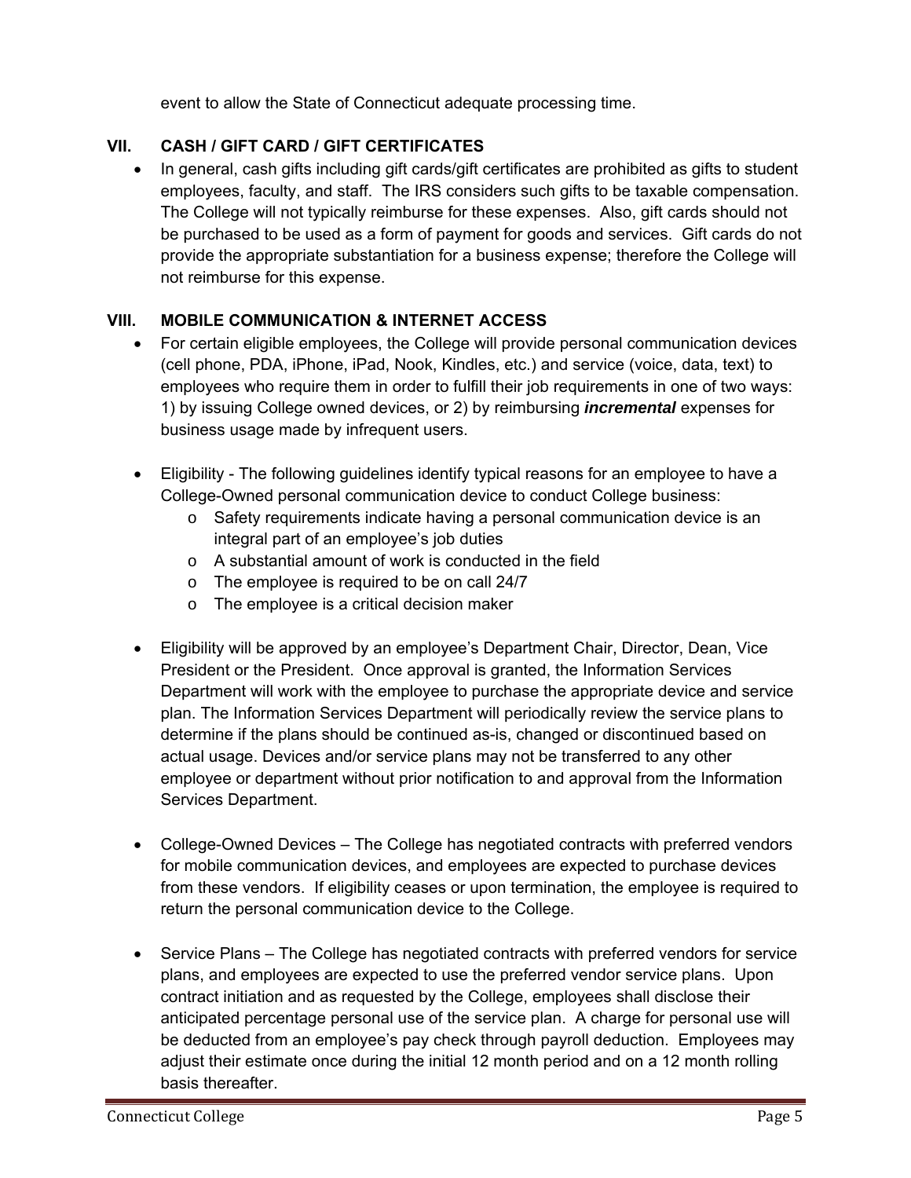event to allow the State of Connecticut adequate processing time.

## VII. CASH / GIFT CARD / GIFT CERTIFICATES

- In general, cash gifts including gift cards/gift certificates are prohibited as gifts to student employees, faculty, and staff. The IRS considers such gifts to be taxable compensation. The College will not typically reimburse for these expenses. Also, gift cards should not be purchased to be used as a form of payment for goods and services. Gift cards do not provide the appropriate substantiation for a business expense; therefore the College will not reimburse for this expense.

## VIII. MOBILE COMMUNICATION & INTERNET ACCESS

- For certain eligible employees, the College will provide personal communication devices (cell phone, PDA, iPhone, iPad, Nook, Kindles, etc.) and service (voice, data, text) to employees who require them in order to fulfill their job requirements in one of two ways: 1) by issuing College owned devices, or 2) by reimbursing ***incremental*** expenses for business usage made by infrequent users.

- Eligibility - The following guidelines identify typical reasons for an employee to have a College-Owned personal communication device to conduct College business:
  - Safety requirements indicate having a personal communication device is an integral part of an employee's job duties
  - A substantial amount of work is conducted in the field
  - The employee is required to be on call 24/7
  - The employee is a critical decision maker

- Eligibility will be approved by an employee's Department Chair, Director, Dean, Vice President or the President. Once approval is granted, the Information Services Department will work with the employee to purchase the appropriate device and service plan. The Information Services Department will periodically review the service plans to determine if the plans should be continued as-is, changed or discontinued based on actual usage. Devices and/or service plans may not be transferred to any other employee or department without prior notification to and approval from the Information Services Department.

- College-Owned Devices – The College has negotiated contracts with preferred vendors for mobile communication devices, and employees are expected to purchase devices from these vendors. If eligibility ceases or upon termination, the employee is required to return the personal communication device to the College.

- Service Plans – The College has negotiated contracts with preferred vendors for service plans, and employees are expected to use the preferred vendor service plans. Upon contract initiation and as requested by the College, employees shall disclose their anticipated percentage personal use of the service plan. A charge for personal use will be deducted from an employee's pay check through payroll deduction. Employees may adjust their estimate once during the initial 12 month period and on a 12 month rolling basis thereafter.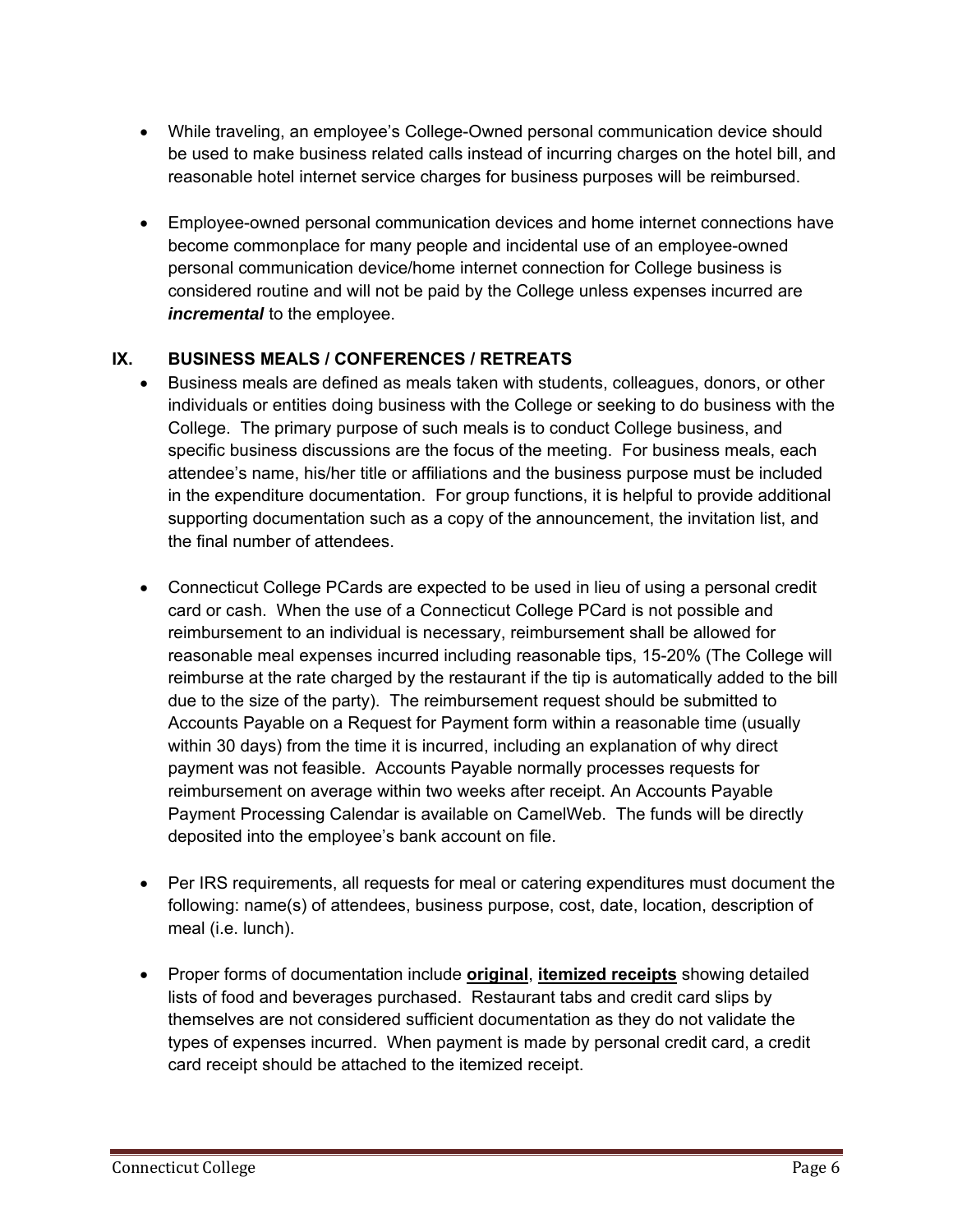- While traveling, an employee's College-Owned personal communication device should be used to make business related calls instead of incurring charges on the hotel bill, and reasonable hotel internet service charges for business purposes will be reimbursed.

- Employee-owned personal communication devices and home internet connections have become commonplace for many people and incidental use of an employee-owned personal communication device/home internet connection for College business is considered routine and will not be paid by the College unless expenses incurred are ***incremental*** to the employee.

## IX. BUSINESS MEALS / CONFERENCES / RETREATS

- Business meals are defined as meals taken with students, colleagues, donors, or other individuals or entities doing business with the College or seeking to do business with the College. The primary purpose of such meals is to conduct College business, and specific business discussions are the focus of the meeting. For business meals, each attendee's name, his/her title or affiliations and the business purpose must be included in the expenditure documentation. For group functions, it is helpful to provide additional supporting documentation such as a copy of the announcement, the invitation list, and the final number of attendees.

- Connecticut College PCards are expected to be used in lieu of using a personal credit card or cash. When the use of a Connecticut College PCard is not possible and reimbursement to an individual is necessary, reimbursement shall be allowed for reasonable meal expenses incurred including reasonable tips, 15-20% (The College will reimburse at the rate charged by the restaurant if the tip is automatically added to the bill due to the size of the party). The reimbursement request should be submitted to Accounts Payable on a Request for Payment form within a reasonable time (usually within 30 days) from the time it is incurred, including an explanation of why direct payment was not feasible. Accounts Payable normally processes requests for reimbursement on average within two weeks after receipt. An Accounts Payable Payment Processing Calendar is available on CamelWeb. The funds will be directly deposited into the employee's bank account on file.

- Per IRS requirements, all requests for meal or catering expenditures must document the following: name(s) of attendees, business purpose, cost, date, location, description of meal (i.e. lunch).

- Proper forms of documentation include **original**, **itemized receipts** showing detailed lists of food and beverages purchased. Restaurant tabs and credit card slips by themselves are not considered sufficient documentation as they do not validate the types of expenses incurred. When payment is made by personal credit card, a credit card receipt should be attached to the itemized receipt.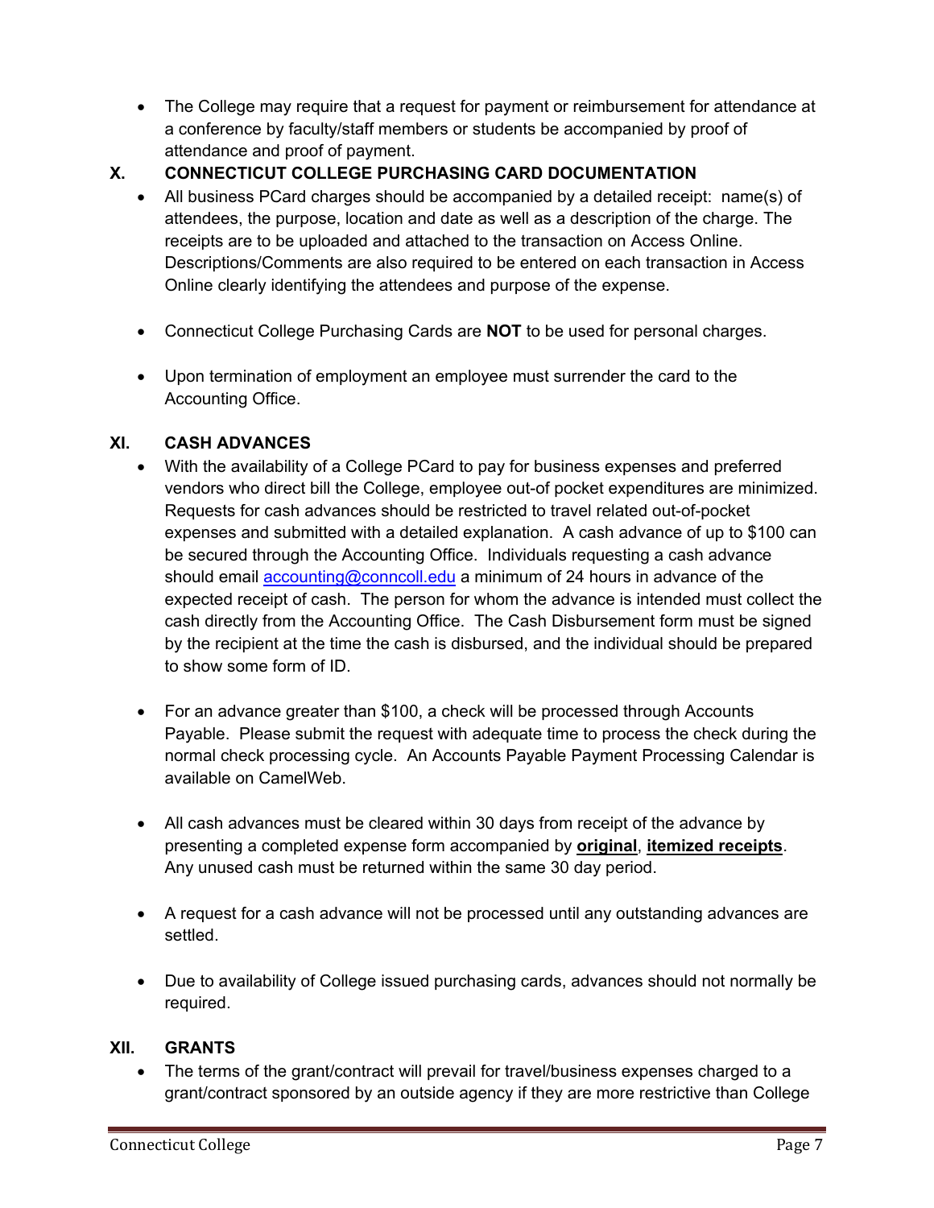- The College may require that a request for payment or reimbursement for attendance at a conference by faculty/staff members or students be accompanied by proof of attendance and proof of payment.

## X. CONNECTICUT COLLEGE PURCHASING CARD DOCUMENTATION

- All business PCard charges should be accompanied by a detailed receipt: name(s) of attendees, the purpose, location and date as well as a description of the charge. The receipts are to be uploaded and attached to the transaction on Access Online. Descriptions/Comments are also required to be entered on each transaction in Access Online clearly identifying the attendees and purpose of the expense.

- Connecticut College Purchasing Cards are **NOT** to be used for personal charges.

- Upon termination of employment an employee must surrender the card to the Accounting Office.

## XI. CASH ADVANCES

- With the availability of a College PCard to pay for business expenses and preferred vendors who direct bill the College, employee out-of pocket expenditures are minimized. Requests for cash advances should be restricted to travel related out-of-pocket expenses and submitted with a detailed explanation. A cash advance of up to $100 can be secured through the Accounting Office. Individuals requesting a cash advance should email accounting@conncoll.edu a minimum of 24 hours in advance of the expected receipt of cash. The person for whom the advance is intended must collect the cash directly from the Accounting Office. The Cash Disbursement form must be signed by the recipient at the time the cash is disbursed, and the individual should be prepared to show some form of ID.

- For an advance greater than $100, a check will be processed through Accounts Payable. Please submit the request with adequate time to process the check during the normal check processing cycle. An Accounts Payable Payment Processing Calendar is available on CamelWeb.

- All cash advances must be cleared within 30 days from receipt of the advance by presenting a completed expense form accompanied by **original**, **itemized receipts**. Any unused cash must be returned within the same 30 day period.

- A request for a cash advance will not be processed until any outstanding advances are settled.

- Due to availability of College issued purchasing cards, advances should not normally be required.

## XII. GRANTS

- The terms of the grant/contract will prevail for travel/business expenses charged to a grant/contract sponsored by an outside agency if they are more restrictive than College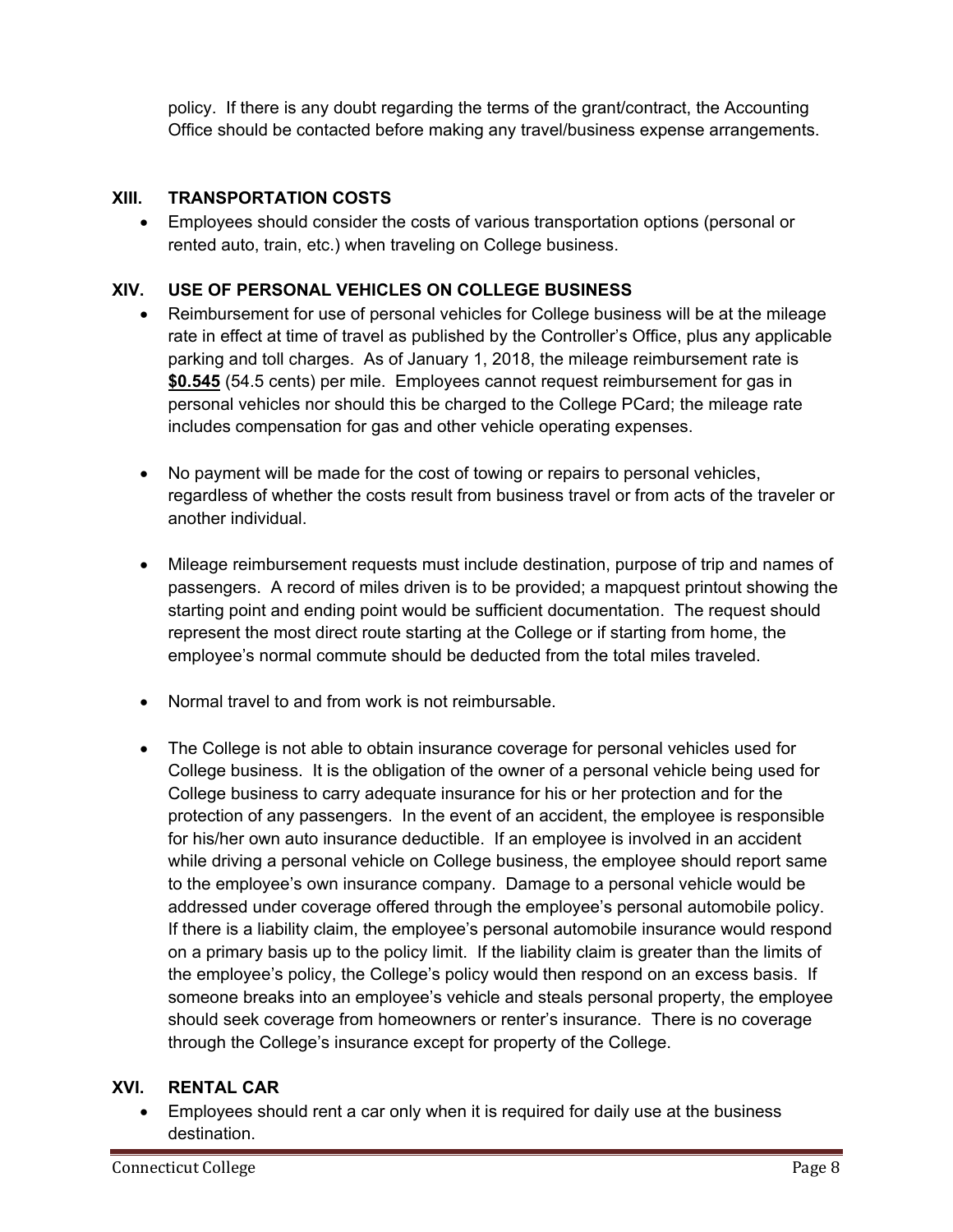policy. If there is any doubt regarding the terms of the grant/contract, the Accounting Office should be contacted before making any travel/business expense arrangements.

## XIII. TRANSPORTATION COSTS

- Employees should consider the costs of various transportation options (personal or rented auto, train, etc.) when traveling on College business.

## XIV. USE OF PERSONAL VEHICLES ON COLLEGE BUSINESS

- Reimbursement for use of personal vehicles for College business will be at the mileage rate in effect at time of travel as published by the Controller's Office, plus any applicable parking and toll charges. As of January 1, 2018, the mileage reimbursement rate is **$0.545** (54.5 cents) per mile. Employees cannot request reimbursement for gas in personal vehicles nor should this be charged to the College PCard; the mileage rate includes compensation for gas and other vehicle operating expenses.

- No payment will be made for the cost of towing or repairs to personal vehicles, regardless of whether the costs result from business travel or from acts of the traveler or another individual.

- Mileage reimbursement requests must include destination, purpose of trip and names of passengers. A record of miles driven is to be provided; a mapquest printout showing the starting point and ending point would be sufficient documentation. The request should represent the most direct route starting at the College or if starting from home, the employee's normal commute should be deducted from the total miles traveled.

- Normal travel to and from work is not reimbursable.

- The College is not able to obtain insurance coverage for personal vehicles used for College business. It is the obligation of the owner of a personal vehicle being used for College business to carry adequate insurance for his or her protection and for the protection of any passengers. In the event of an accident, the employee is responsible for his/her own auto insurance deductible. If an employee is involved in an accident while driving a personal vehicle on College business, the employee should report same to the employee's own insurance company. Damage to a personal vehicle would be addressed under coverage offered through the employee's personal automobile policy. If there is a liability claim, the employee's personal automobile insurance would respond on a primary basis up to the policy limit. If the liability claim is greater than the limits of the employee's policy, the College's policy would then respond on an excess basis. If someone breaks into an employee's vehicle and steals personal property, the employee should seek coverage from homeowners or renter's insurance. There is no coverage through the College's insurance except for property of the College.

## XVI. RENTAL CAR

- Employees should rent a car only when it is required for daily use at the business destination.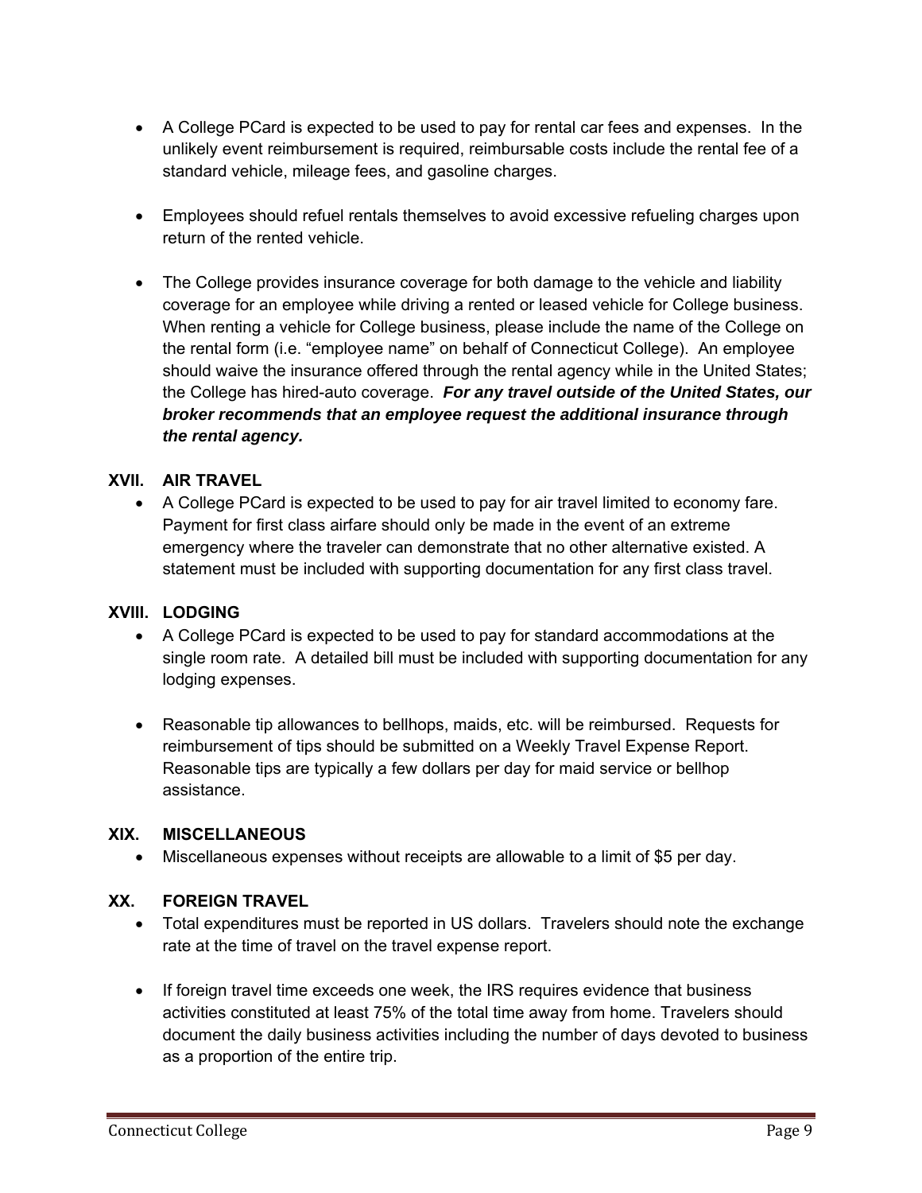- A College PCard is expected to be used to pay for rental car fees and expenses. In the unlikely event reimbursement is required, reimbursable costs include the rental fee of a standard vehicle, mileage fees, and gasoline charges.

- Employees should refuel rentals themselves to avoid excessive refueling charges upon return of the rented vehicle.

- The College provides insurance coverage for both damage to the vehicle and liability coverage for an employee while driving a rented or leased vehicle for College business. When renting a vehicle for College business, please include the name of the College on the rental form (i.e. "employee name" on behalf of Connecticut College). An employee should waive the insurance offered through the rental agency while in the United States; the College has hired-auto coverage. ***For any travel outside of the United States, our broker recommends that an employee request the additional insurance through the rental agency.***

## XVII. AIR TRAVEL

- A College PCard is expected to be used to pay for air travel limited to economy fare. Payment for first class airfare should only be made in the event of an extreme emergency where the traveler can demonstrate that no other alternative existed. A statement must be included with supporting documentation for any first class travel.

## XVIII. LODGING

- A College PCard is expected to be used to pay for standard accommodations at the single room rate. A detailed bill must be included with supporting documentation for any lodging expenses.

- Reasonable tip allowances to bellhops, maids, etc. will be reimbursed. Requests for reimbursement of tips should be submitted on a Weekly Travel Expense Report. Reasonable tips are typically a few dollars per day for maid service or bellhop assistance.

## XIX. MISCELLANEOUS

- Miscellaneous expenses without receipts are allowable to a limit of $5 per day.

## XX. FOREIGN TRAVEL

- Total expenditures must be reported in US dollars. Travelers should note the exchange rate at the time of travel on the travel expense report.

- If foreign travel time exceeds one week, the IRS requires evidence that business activities constituted at least 75% of the total time away from home. Travelers should document the daily business activities including the number of days devoted to business as a proportion of the entire trip.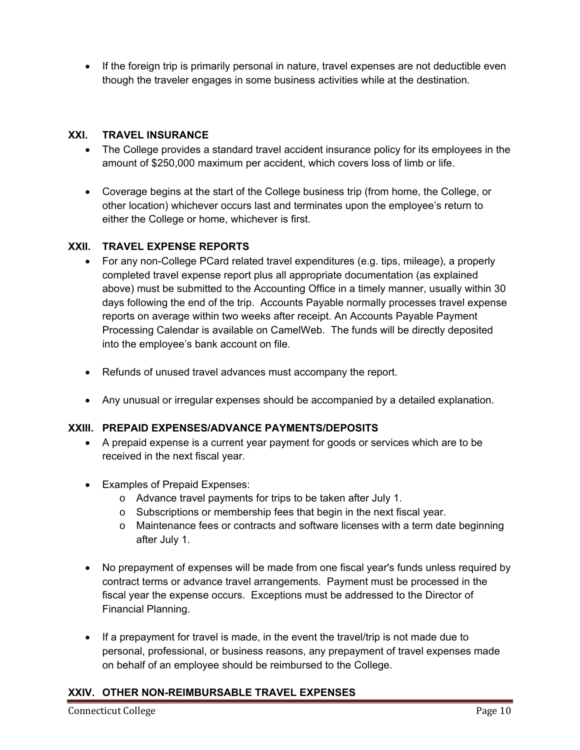- If the foreign trip is primarily personal in nature, travel expenses are not deductible even though the traveler engages in some business activities while at the destination.

## XXI. TRAVEL INSURANCE

- The College provides a standard travel accident insurance policy for its employees in the amount of $250,000 maximum per accident, which covers loss of limb or life.
- Coverage begins at the start of the College business trip (from home, the College, or other location) whichever occurs last and terminates upon the employee's return to either the College or home, whichever is first.

## XXII. TRAVEL EXPENSE REPORTS

- For any non-College PCard related travel expenditures (e.g. tips, mileage), a properly completed travel expense report plus all appropriate documentation (as explained above) must be submitted to the Accounting Office in a timely manner, usually within 30 days following the end of the trip. Accounts Payable normally processes travel expense reports on average within two weeks after receipt. An Accounts Payable Payment Processing Calendar is available on CamelWeb. The funds will be directly deposited into the employee's bank account on file.
- Refunds of unused travel advances must accompany the report.
- Any unusual or irregular expenses should be accompanied by a detailed explanation.

## XXIII. PREPAID EXPENSES/ADVANCE PAYMENTS/DEPOSITS

- A prepaid expense is a current year payment for goods or services which are to be received in the next fiscal year.
- Examples of Prepaid Expenses:
  - Advance travel payments for trips to be taken after July 1.
  - Subscriptions or membership fees that begin in the next fiscal year.
  - Maintenance fees or contracts and software licenses with a term date beginning after July 1.
- No prepayment of expenses will be made from one fiscal year's funds unless required by contract terms or advance travel arrangements. Payment must be processed in the fiscal year the expense occurs. Exceptions must be addressed to the Director of Financial Planning.
- If a prepayment for travel is made, in the event the travel/trip is not made due to personal, professional, or business reasons, any prepayment of travel expenses made on behalf of an employee should be reimbursed to the College.

## XXIV. OTHER NON-REIMBURSABLE TRAVEL EXPENSES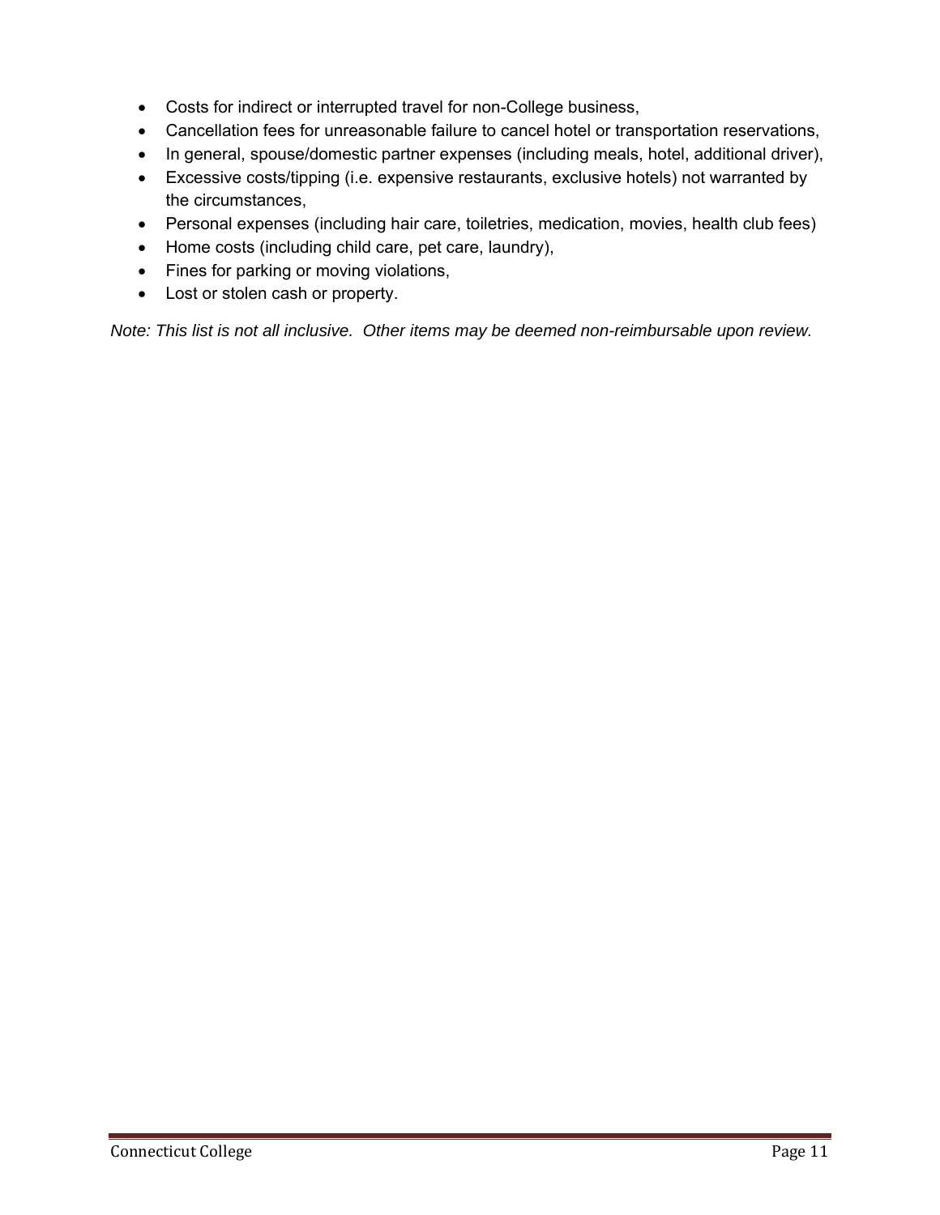- Costs for indirect or interrupted travel for non-College business,
- Cancellation fees for unreasonable failure to cancel hotel or transportation reservations,
- In general, spouse/domestic partner expenses (including meals, hotel, additional driver),
- Excessive costs/tipping (i.e. expensive restaurants, exclusive hotels) not warranted by the circumstances,
- Personal expenses (including hair care, toiletries, medication, movies, health club fees)
- Home costs (including child care, pet care, laundry),
- Fines for parking or moving violations,
- Lost or stolen cash or property.

*Note: This list is not all inclusive. Other items may be deemed non-reimbursable upon review.*